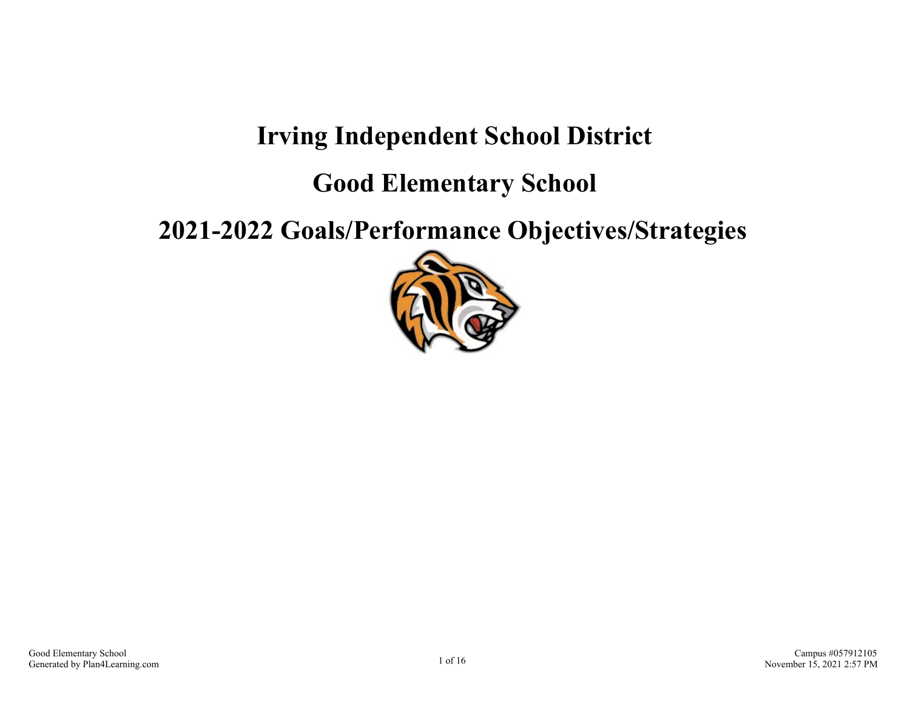# Irving Independent School District

# Good Elementary School

# 2021-2022 Goals/Performance Objectives/Strategies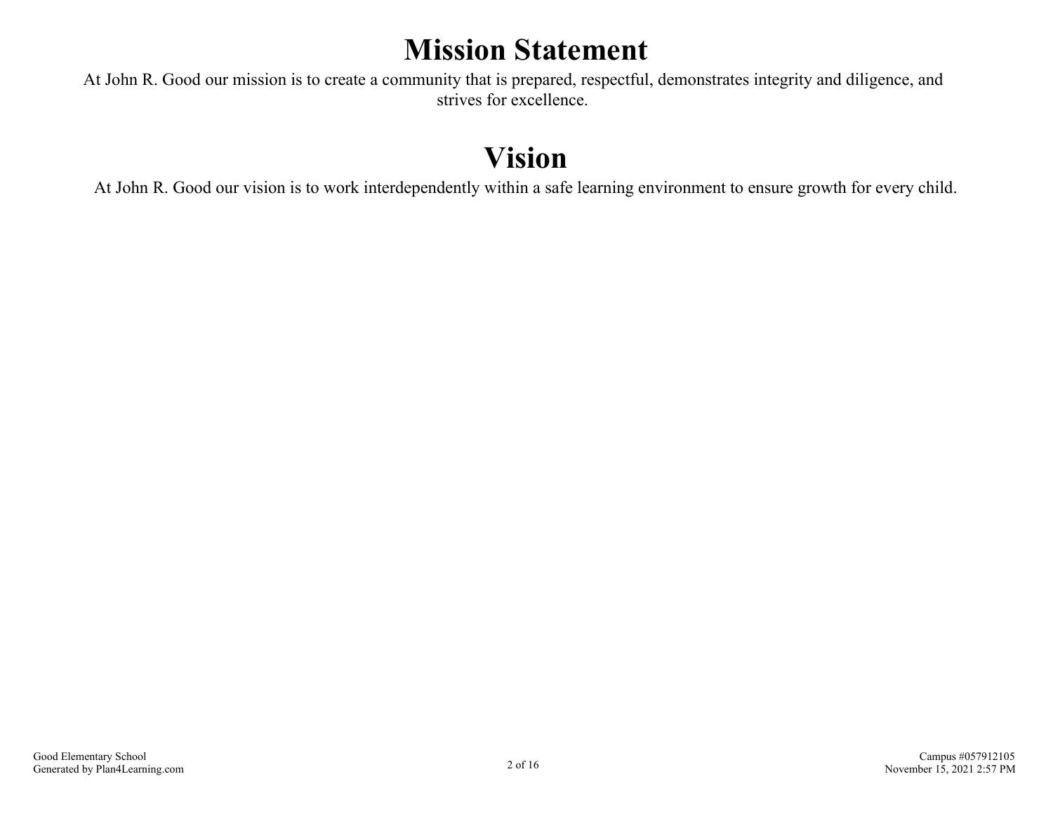# Mission Statement

At John R. Good our mission is to create a community that is prepared, respectful, demonstrates integrity and diligence, and strives for excellence.

# Vision

At John R. Good our vision is to work interdependently within a safe learning environment to ensure growth for every child.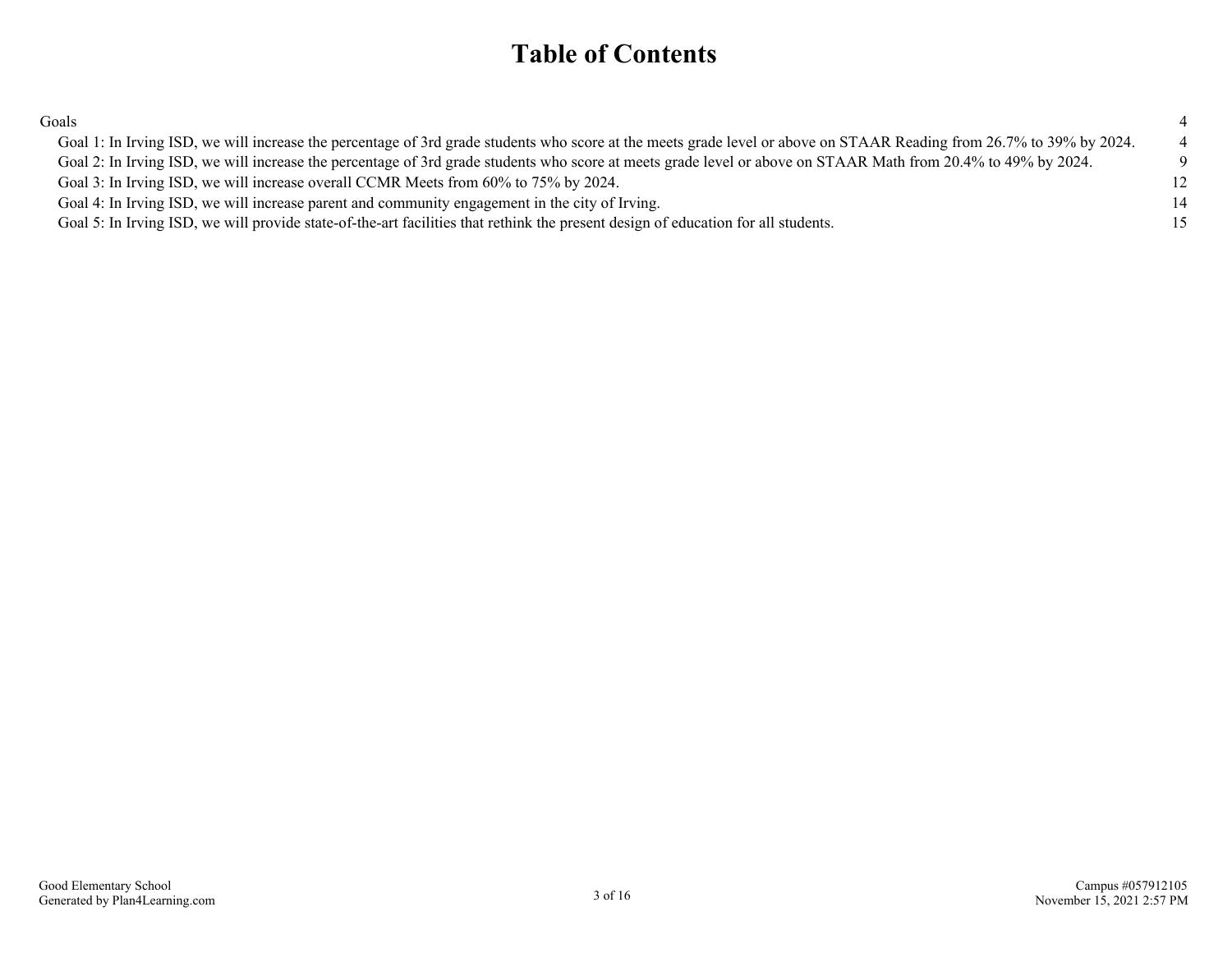# Table of Contents

| | |
|---|---|
| Goals | 4 |
| Goal 1: In Irving ISD, we will increase the percentage of 3rd grade students who score at the meets grade level or above on STAAR Reading from 26.7% to 39% by 2024. | 4 |
| Goal 2: In Irving ISD, we will increase the percentage of 3rd grade students who score at meets grade level or above on STAAR Math from 20.4% to 49% by 2024. | 9 |
| Goal 3: In Irving ISD, we will increase overall CCMR Meets from 60% to 75% by 2024. | 12 |
| Goal 4: In Irving ISD, we will increase parent and community engagement in the city of Irving. | 14 |
| Goal 5: In Irving ISD, we will provide state-of-the-art facilities that rethink the present design of education for all students. | 15 |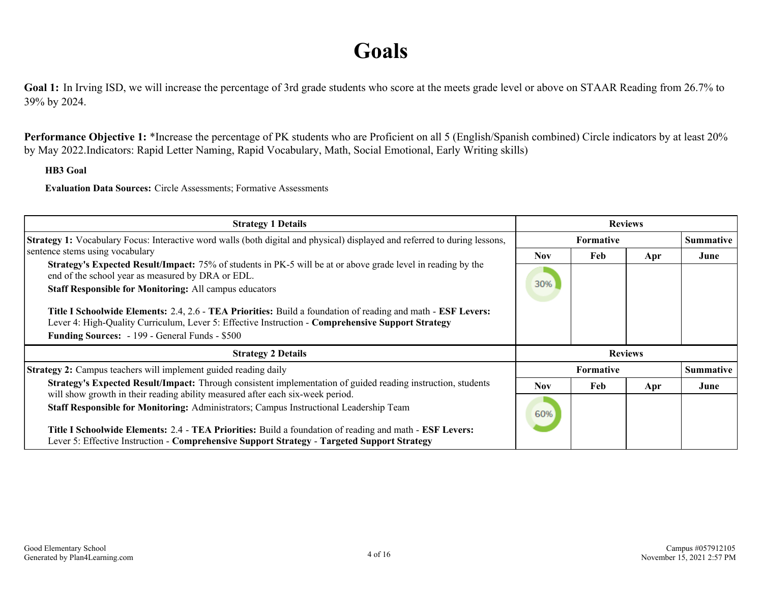# Goals

**Goal 1:** In Irving ISD, we will increase the percentage of 3rd grade students who score at the meets grade level or above on STAAR Reading from 26.7% to 39% by 2024.

**Performance Objective 1:** *Increase the percentage of PK students who are Proficient on all 5 (English/Spanish combined) Circle indicators by at least 20% by May 2022.Indicators: Rapid Letter Naming, Rapid Vocabulary, Math, Social Emotional, Early Writing skills)

**HB3 Goal**

**Evaluation Data Sources:** Circle Assessments; Formative Assessments

| Strategy 1 Details | Reviews | | | |
|---|---|---|---|---|
| | Formative | | | Summative |
| | Nov | Feb | Apr | June |
| **Strategy 1:** Vocabulary Focus: Interactive word walls (both digital and physical) displayed and referred to during lessons, sentence stems using vocabulary<br>**Strategy's Expected Result/Impact:** 75% of students in PK-5 will be at or above grade level in reading by the end of the school year as measured by DRA or EDL.<br>**Staff Responsible for Monitoring:** All campus educators<br>**Title I Schoolwide Elements:** 2.4, 2.6 - **TEA Priorities:** Build a foundation of reading and math - **ESF Levers:** Lever 4: High-Quality Curriculum, Lever 5: Effective Instruction - **Comprehensive Support Strategy**<br>**Funding Sources:** - 199 - General Funds - $500 | 30% | | | |

| Strategy 2 Details | Reviews | | | |
|---|---|---|---|---|
| | Formative | | | Summative |
| | Nov | Feb | Apr | June |
| **Strategy 2:** Campus teachers will implement guided reading daily<br>**Strategy's Expected Result/Impact:** Through consistent implementation of guided reading instruction, students will show growth in their reading ability measured after each six-week period.<br>**Staff Responsible for Monitoring:** Administrators; Campus Instructional Leadership Team<br>**Title I Schoolwide Elements:** 2.4 - **TEA Priorities:** Build a foundation of reading and math - **ESF Levers:** Lever 5: Effective Instruction - **Comprehensive Support Strategy** - **Targeted Support Strategy** | 60% | | | |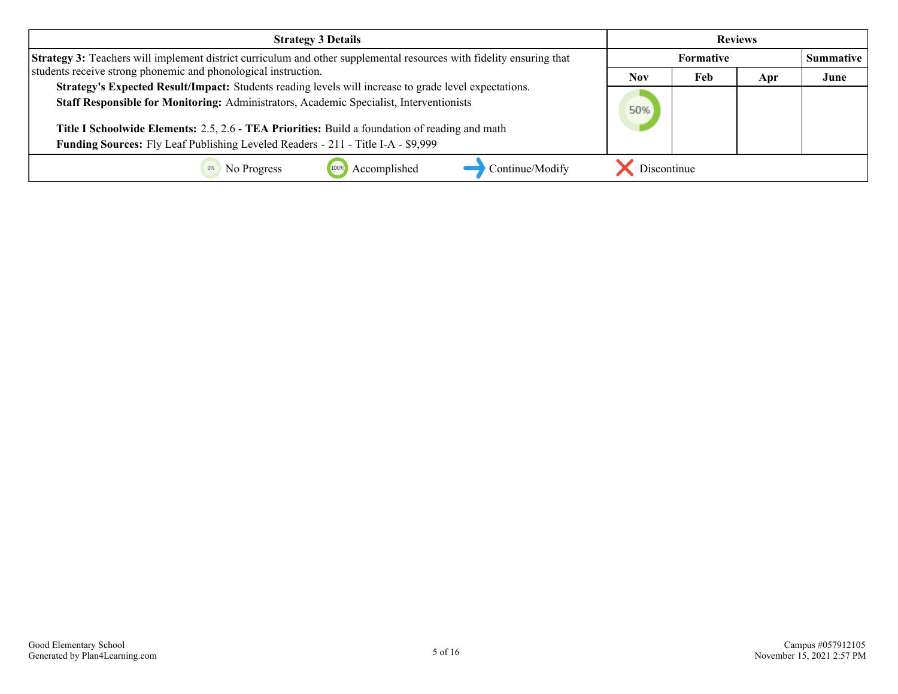| Strategy 3 Details | Reviews | | | |
|---|---|---|---|---|
| | Formative | | | Summative |
| | Nov | Feb | Apr | June |
| **Strategy 3:** Teachers will implement district curriculum and other supplemental resources with fidelity ensuring that students receive strong phonemic and phonological instruction.<br>**Strategy's Expected Result/Impact:** Students reading levels will increase to grade level expectations.<br>**Staff Responsible for Monitoring:** Administrators, Academic Specialist, Interventionists<br><br>**Title I Schoolwide Elements:** 2.5, 2.6 - **TEA Priorities:** Build a foundation of reading and math<br>**Funding Sources:** Fly Leaf Publishing Leveled Readers - 211 - Title I-A - $9,999 | 50% | | | |

0% No Progress | 100% Accomplished | Continue/Modify | Discontinue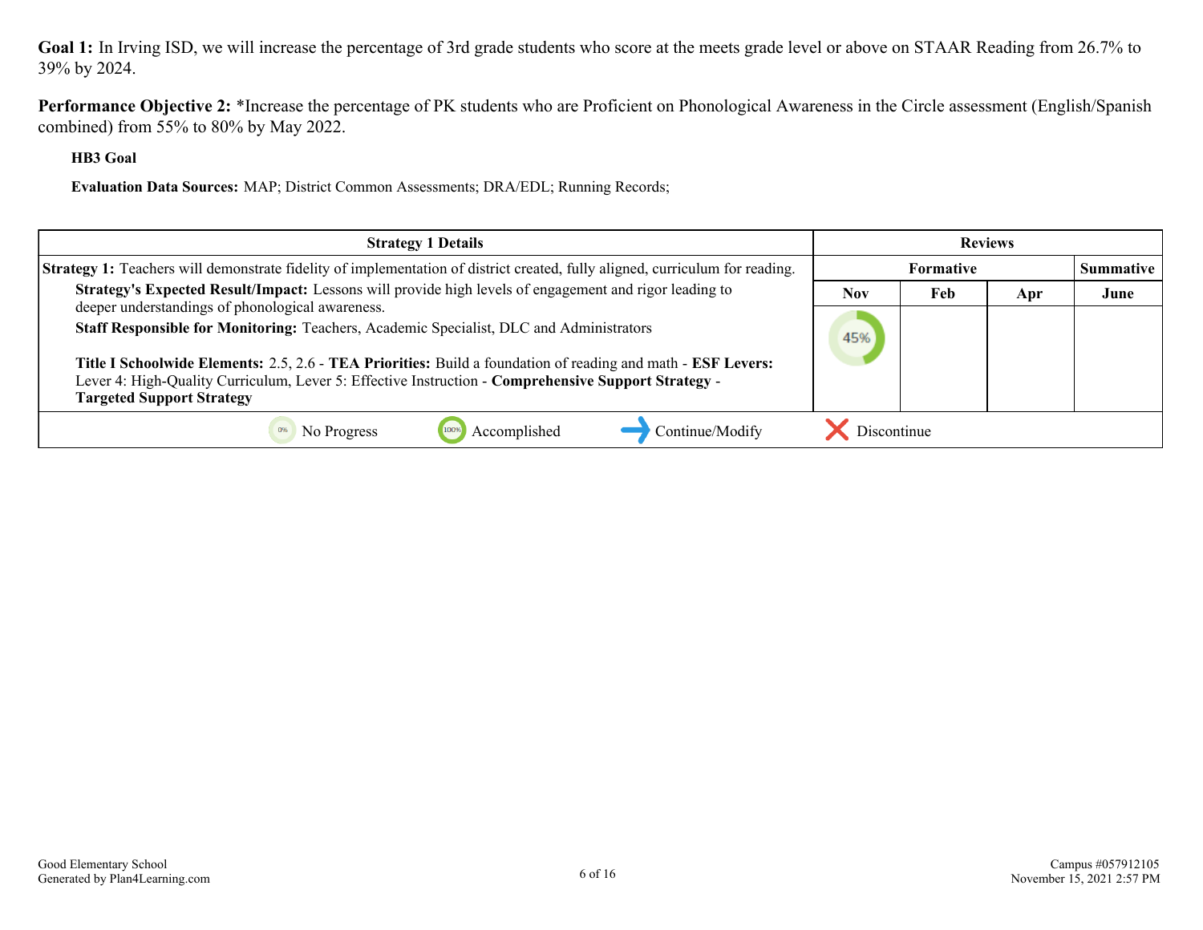**Goal 1:** In Irving ISD, we will increase the percentage of 3rd grade students who score at the meets grade level or above on STAAR Reading from 26.7% to 39% by 2024.

**Performance Objective 2:** *Increase the percentage of PK students who are Proficient on Phonological Awareness in the Circle assessment (English/Spanish combined) from 55% to 80% by May 2022.

**HB3 Goal**

**Evaluation Data Sources:** MAP; District Common Assessments; DRA/EDL; Running Records;

| Strategy 1 Details | Reviews | | | |
|---|---|---|---|---|
| | Formative | | | Summative |
| | Nov | Feb | Apr | June |
| **Strategy 1:** Teachers will demonstrate fidelity of implementation of district created, fully aligned, curriculum for reading.<br>**Strategy's Expected Result/Impact:** Lessons will provide high levels of engagement and rigor leading to deeper understandings of phonological awareness.<br>**Staff Responsible for Monitoring:** Teachers, Academic Specialist, DLC and Administrators<br><br>**Title I Schoolwide Elements:** 2.5, 2.6 - **TEA Priorities:** Build a foundation of reading and math - **ESF Levers:** Lever 4: High-Quality Curriculum, Lever 5: Effective Instruction - **Comprehensive Support Strategy** - **Targeted Support Strategy** | 45% | | | |

No Progress | Accomplished | Continue/Modify | Discontinue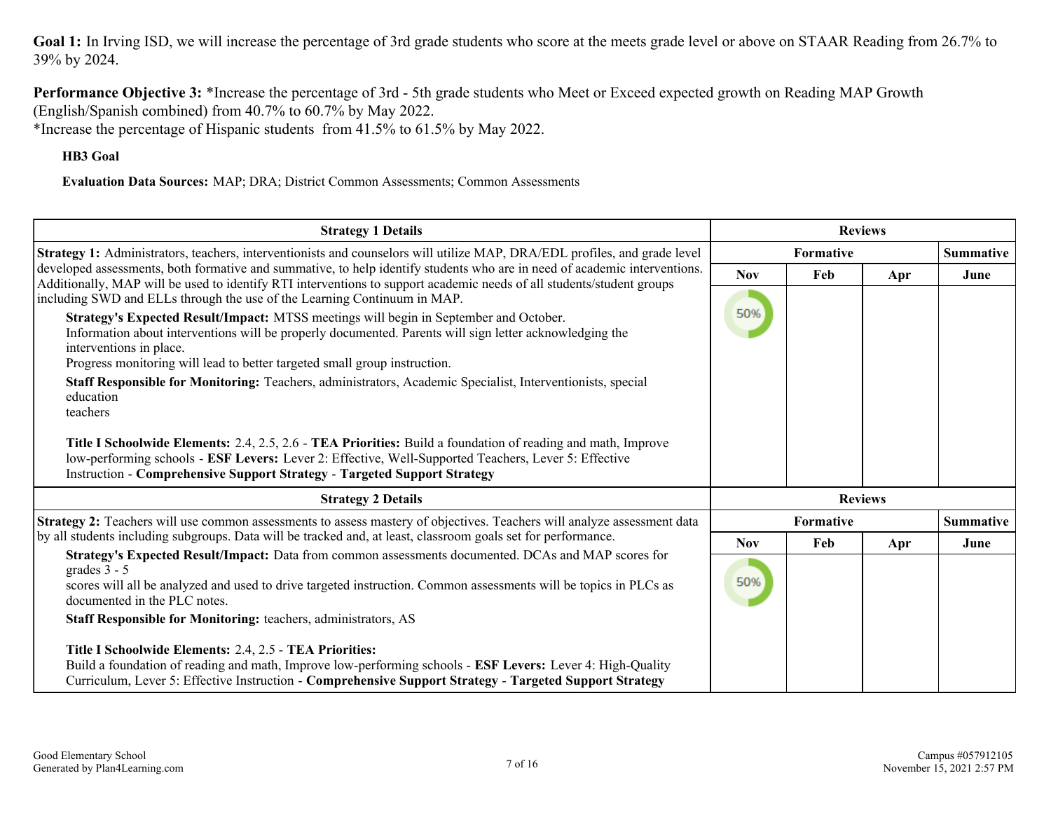**Goal 1:** In Irving ISD, we will increase the percentage of 3rd grade students who score at the meets grade level or above on STAAR Reading from 26.7% to 39% by 2024.

**Performance Objective 3:** *Increase the percentage of 3rd - 5th grade students who Meet or Exceed expected growth on Reading MAP Growth (English/Spanish combined) from 40.7% to 60.7% by May 2022.
*Increase the percentage of Hispanic students from 41.5% to 61.5% by May 2022.

**HB3 Goal**

**Evaluation Data Sources:** MAP; DRA; District Common Assessments; Common Assessments

| Strategy 1 Details | Reviews | | | |
|---|---|---|---|---|
| | Formative | | | Summative |
| | Nov | Feb | Apr | June |
| **Strategy 1:** Administrators, teachers, interventionists and counselors will utilize MAP, DRA/EDL profiles, and grade level developed assessments, both formative and summative, to help identify students who are in need of academic interventions. Additionally, MAP will be used to identify RTI interventions to support academic needs of all students/student groups including SWD and ELLs through the use of the Learning Continuum in MAP.<br>**Strategy's Expected Result/Impact:** MTSS meetings will begin in September and October.<br>Information about interventions will be properly documented. Parents will sign letter acknowledging the interventions in place.<br>Progress monitoring will lead to better targeted small group instruction.<br>**Staff Responsible for Monitoring:** Teachers, administrators, Academic Specialist, Interventionists, special education teachers<br>**Title I Schoolwide Elements:** 2.4, 2.5, 2.6 - **TEA Priorities:** Build a foundation of reading and math, Improve low-performing schools - **ESF Levers:** Lever 2: Effective, Well-Supported Teachers, Lever 5: Effective Instruction - **Comprehensive Support Strategy** - **Targeted Support Strategy** | 50% | | | |

| Strategy 2 Details | Reviews | | | |
|---|---|---|---|---|
| | Formative | | | Summative |
| | Nov | Feb | Apr | June |
| **Strategy 2:** Teachers will use common assessments to assess mastery of objectives. Teachers will analyze assessment data by all students including subgroups. Data will be tracked and, at least, classroom goals set for performance.<br>**Strategy's Expected Result/Impact:** Data from common assessments documented. DCAs and MAP scores for grades 3 - 5 scores will all be analyzed and used to drive targeted instruction. Common assessments will be topics in PLCs as documented in the PLC notes.<br>**Staff Responsible for Monitoring:** teachers, administrators, AS<br>**Title I Schoolwide Elements:** 2.4, 2.5 - **TEA Priorities:** Build a foundation of reading and math, Improve low-performing schools - **ESF Levers:** Lever 4: High-Quality Curriculum, Lever 5: Effective Instruction - **Comprehensive Support Strategy** - **Targeted Support Strategy** | 50% | | | |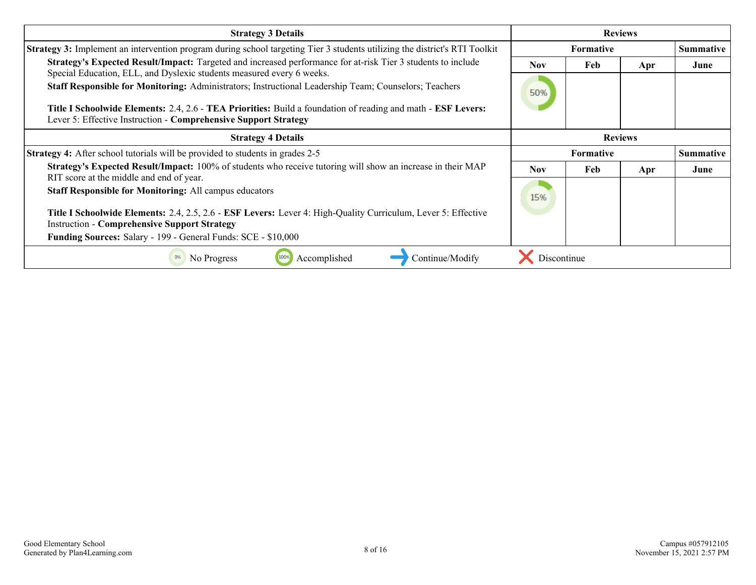| Strategy 3 Details | Reviews | | | |
|---|---|---|---|---|
| **Strategy 3:** Implement an intervention program during school targeting Tier 3 students utilizing the district's RTI Toolkit | **Formative** | | | **Summative** |
| **Strategy's Expected Result/Impact:** Targeted and increased performance for at-risk Tier 3 students to include Special Education, ELL, and Dyslexic students measured every 6 weeks.<br>**Staff Responsible for Monitoring:** Administrators; Instructional Leadership Team; Counselors; Teachers<br><br>**Title I Schoolwide Elements:** 2.4, 2.6 - **TEA Priorities:** Build a foundation of reading and math - **ESF Levers:** Lever 5: Effective Instruction - **Comprehensive Support Strategy** | **Nov** | **Feb** | **Apr** | **June** |
| | 50% | | | |

| Strategy 4 Details | Reviews | | | |
|---|---|---|---|---|
| **Strategy 4:** After school tutorials will be provided to students in grades 2-5 | **Formative** | | | **Summative** |
| **Strategy's Expected Result/Impact:** 100% of students who receive tutoring will show an increase in their MAP RIT score at the middle and end of year.<br>**Staff Responsible for Monitoring:** All campus educators<br><br>**Title I Schoolwide Elements:** 2.4, 2.5, 2.6 - **ESF Levers:** Lever 4: High-Quality Curriculum, Lever 5: Effective Instruction - **Comprehensive Support Strategy**<br>**Funding Sources:** Salary - 199 - General Funds: SCE - $10,000 | **Nov** | **Feb** | **Apr** | **June** |
| | 15% | | | |

0% No Progress &nbsp;&nbsp; 100% Accomplished &nbsp;&nbsp; → Continue/Modify &nbsp;&nbsp; ✕ Discontinue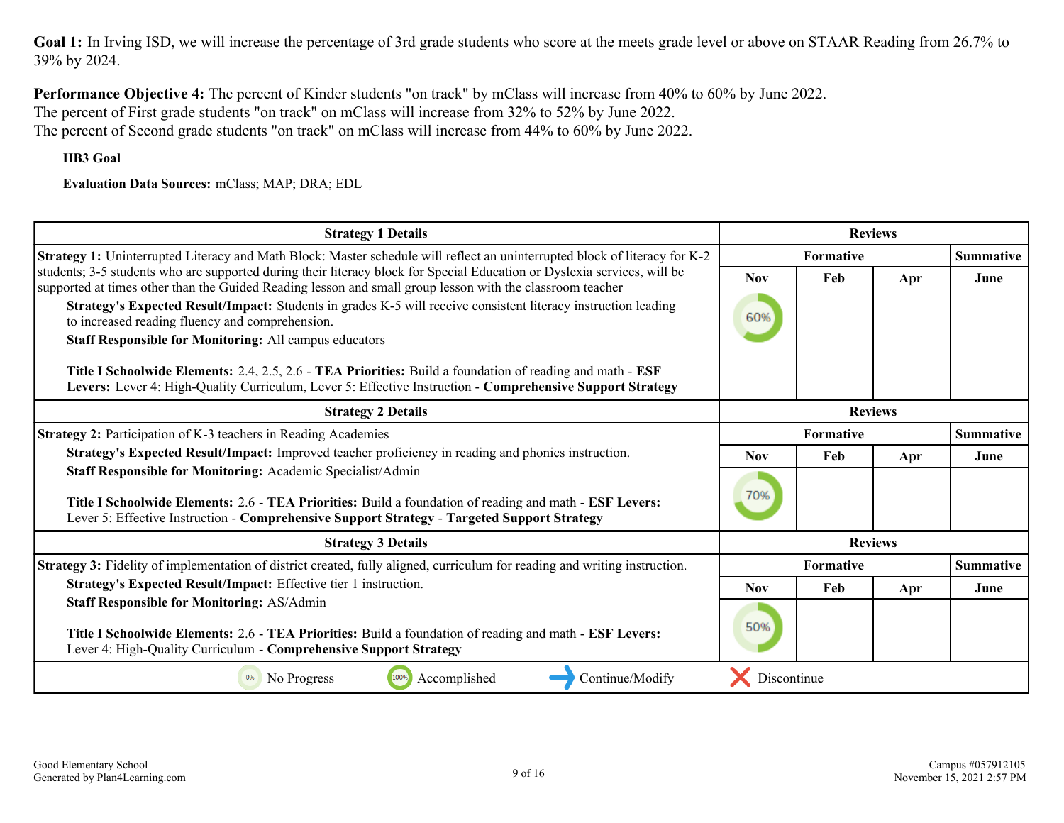**Goal 1:** In Irving ISD, we will increase the percentage of 3rd grade students who score at the meets grade level or above on STAAR Reading from 26.7% to 39% by 2024.

**Performance Objective 4:** The percent of Kinder students "on track" by mClass will increase from 40% to 60% by June 2022.
The percent of First grade students "on track" on mClass will increase from 32% to 52% by June 2022.
The percent of Second grade students "on track" on mClass will increase from 44% to 60% by June 2022.

**HB3 Goal**

**Evaluation Data Sources:** mClass; MAP; DRA; EDL

| Strategy 1 Details | Reviews | | | |
|---|---|---|---|---|
| **Strategy 1:** Uninterrupted Literacy and Math Block: Master schedule will reflect an uninterrupted block of literacy for K-2 students; 3-5 students who are supported during their literacy block for Special Education or Dyslexia services, will be supported at times other than the Guided Reading lesson and small group lesson with the classroom teacher | Formative | | | Summative |
| **Strategy's Expected Result/Impact:** Students in grades K-5 will receive consistent literacy instruction leading to increased reading fluency and comprehension.<br>**Staff Responsible for Monitoring:** All campus educators<br><br>**Title I Schoolwide Elements:** 2.4, 2.5, 2.6 - **TEA Priorities:** Build a foundation of reading and math - **ESF Levers:** Lever 4: High-Quality Curriculum, Lever 5: Effective Instruction - **Comprehensive Support Strategy** | Nov | Feb | Apr | June |
| | 60% | | | |

| Strategy 2 Details | Reviews | | | |
|---|---|---|---|---|
| **Strategy 2:** Participation of K-3 teachers in Reading Academies | Formative | | | Summative |
| **Strategy's Expected Result/Impact:** Improved teacher proficiency in reading and phonics instruction.<br>**Staff Responsible for Monitoring:** Academic Specialist/Admin<br><br>**Title I Schoolwide Elements:** 2.6 - **TEA Priorities:** Build a foundation of reading and math - **ESF Levers:** Lever 5: Effective Instruction - **Comprehensive Support Strategy** - **Targeted Support Strategy** | Nov | Feb | Apr | June |
| | 70% | | | |

| Strategy 3 Details | Reviews | | | |
|---|---|---|---|---|
| **Strategy 3:** Fidelity of implementation of district created, fully aligned, curriculum for reading and writing instruction. | Formative | | | Summative |
| **Strategy's Expected Result/Impact:** Effective tier 1 instruction.<br>**Staff Responsible for Monitoring:** AS/Admin<br><br>**Title I Schoolwide Elements:** 2.6 - **TEA Priorities:** Build a foundation of reading and math - **ESF Levers:** Lever 4: High-Quality Curriculum - **Comprehensive Support Strategy** | Nov | Feb | Apr | June |
| | 50% | | | |

0% No Progress | 100% Accomplished | Continue/Modify | Discontinue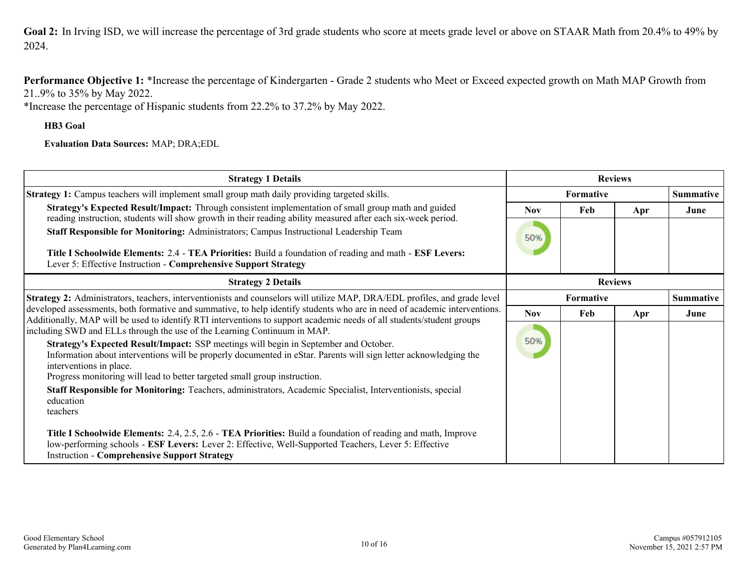**Goal 2:** In Irving ISD, we will increase the percentage of 3rd grade students who score at meets grade level or above on STAAR Math from 20.4% to 49% by 2024.

**Performance Objective 1:** *Increase the percentage of Kindergarten - Grade 2 students who Meet or Exceed expected growth on Math MAP Growth from 21..9% to 35% by May 2022.
*Increase the percentage of Hispanic students from 22.2% to 37.2% by May 2022.

**HB3 Goal**

**Evaluation Data Sources:** MAP; DRA;EDL

| Strategy 1 Details | Reviews | | | |
|---|---|---|---|---|
| **Strategy 1:** Campus teachers will implement small group math daily providing targeted skills. | Formative | | | Summative |
| **Strategy's Expected Result/Impact:** Through consistent implementation of small group math and guided reading instruction, students will show growth in their reading ability measured after each six-week period. | Nov | Feb | Apr | June |
| **Staff Responsible for Monitoring:** Administrators; Campus Instructional Leadership Team<br><br>**Title I Schoolwide Elements:** 2.4 - **TEA Priorities:** Build a foundation of reading and math - **ESF Levers:** Lever 5: Effective Instruction - **Comprehensive Support Strategy** | 50% | | | |

| Strategy 2 Details | Reviews | | | |
|---|---|---|---|---|
| **Strategy 2:** Administrators, teachers, interventionists and counselors will utilize MAP, DRA/EDL profiles, and grade level developed assessments, both formative and summative, to help identify students who are in need of academic interventions. Additionally, MAP will be used to identify RTI interventions to support academic needs of all students/student groups including SWD and ELLs through the use of the Learning Continuum in MAP. | Formative | | | Summative |
| | Nov | Feb | Apr | June |
| **Strategy's Expected Result/Impact:** SSP meetings will begin in September and October.<br>Information about interventions will be properly documented in eStar. Parents will sign letter acknowledging the interventions in place.<br>Progress monitoring will lead to better targeted small group instruction.<br>**Staff Responsible for Monitoring:** Teachers, administrators, Academic Specialist, Interventionists, special education teachers<br><br>**Title I Schoolwide Elements:** 2.4, 2.5, 2.6 - **TEA Priorities:** Build a foundation of reading and math, Improve low-performing schools - **ESF Levers:** Lever 2: Effective, Well-Supported Teachers, Lever 5: Effective Instruction - **Comprehensive Support Strategy** | 50% | | | |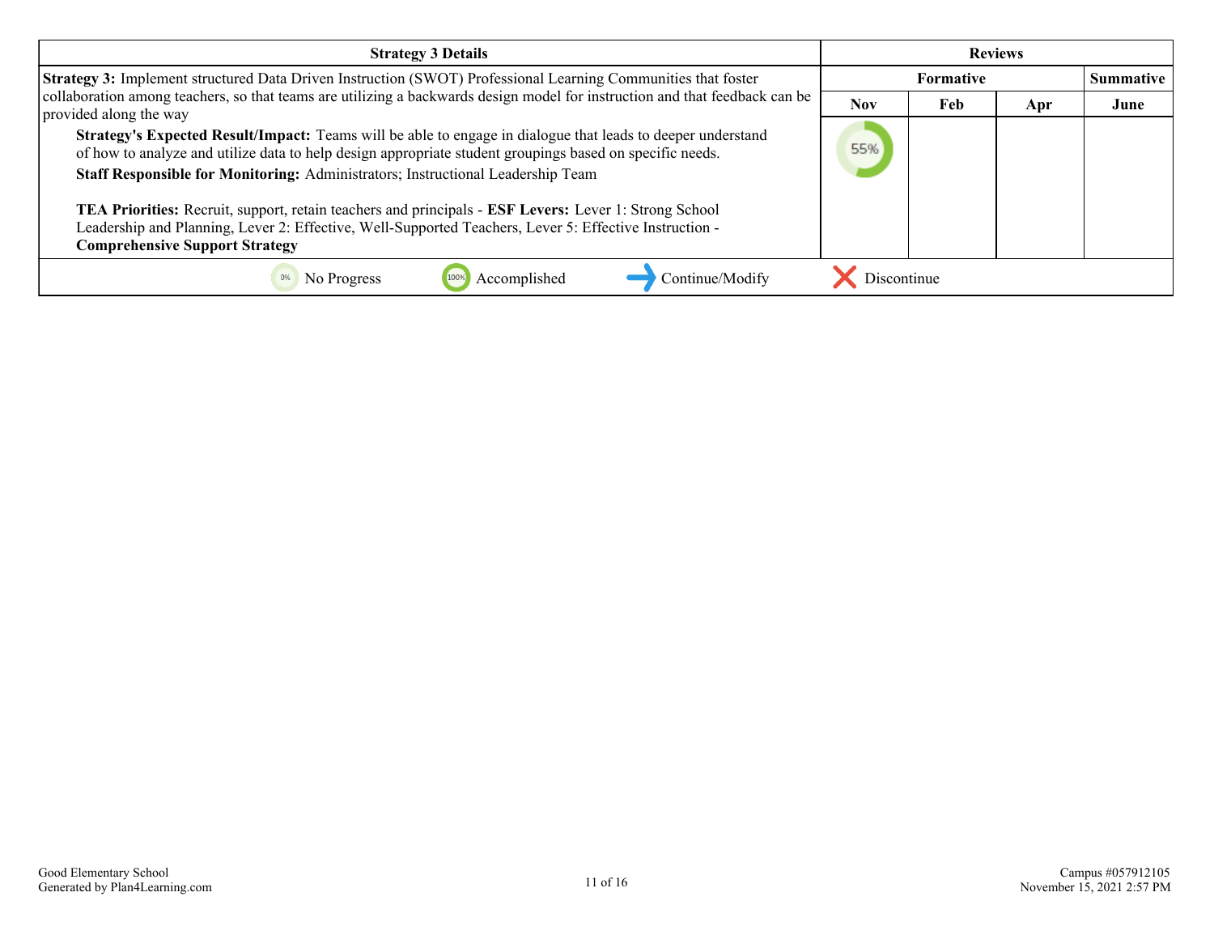| Strategy 3 Details | Reviews | | | |
|---|---|---|---|---|
| | Formative | | | Summative |
| | Nov | Feb | Apr | June |
| **Strategy 3:** Implement structured Data Driven Instruction (SWOT) Professional Learning Communities that foster collaboration among teachers, so that teams are utilizing a backwards design model for instruction and that feedback can be provided along the way<br><br>**Strategy's Expected Result/Impact:** Teams will be able to engage in dialogue that leads to deeper understand of how to analyze and utilize data to help design appropriate student groupings based on specific needs.<br><br>**Staff Responsible for Monitoring:** Administrators; Instructional Leadership Team<br><br>**TEA Priorities:** Recruit, support, retain teachers and principals - **ESF Levers:** Lever 1: Strong School Leadership and Planning, Lever 2: Effective, Well-Supported Teachers, Lever 5: Effective Instruction - **Comprehensive Support Strategy** | 55% | | | |

0% No Progress | 100% Accomplished | Continue/Modify | Discontinue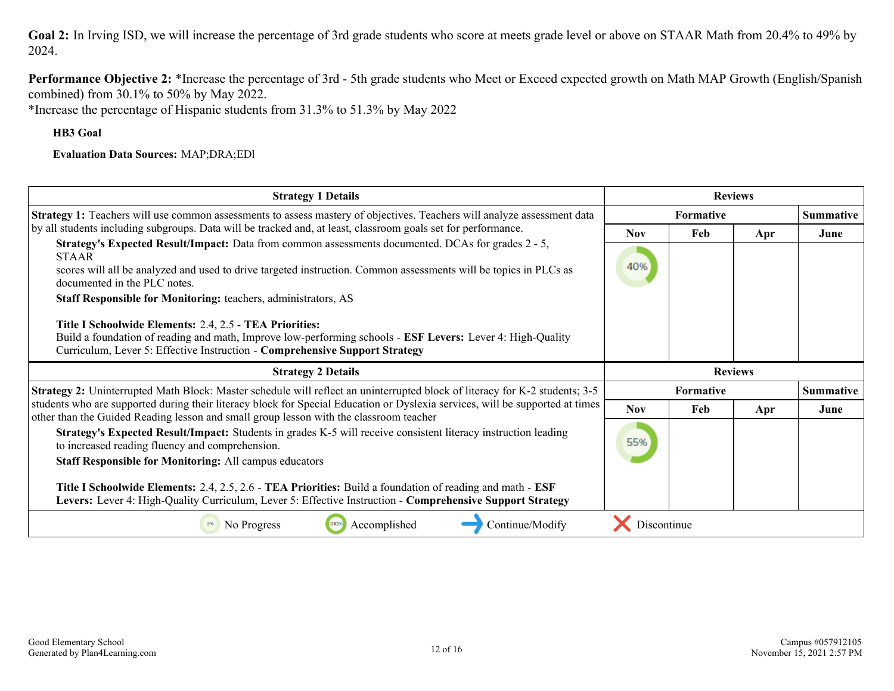**Goal 2:** In Irving ISD, we will increase the percentage of 3rd grade students who score at meets grade level or above on STAAR Math from 20.4% to 49% by 2024.

**Performance Objective 2:** *Increase the percentage of 3rd - 5th grade students who Meet or Exceed expected growth on Math MAP Growth (English/Spanish combined) from 30.1% to 50% by May 2022.
*Increase the percentage of Hispanic students from 31.3% to 51.3% by May 2022

**HB3 Goal**

**Evaluation Data Sources:** MAP;DRA;EDl

| Strategy 1 Details | Reviews | | | |
|---|---|---|---|---|
| | Formative | | | Summative |
| | Nov | Feb | Apr | June |
| **Strategy 1:** Teachers will use common assessments to assess mastery of objectives. Teachers will analyze assessment data by all students including subgroups. Data will be tracked and, at least, classroom goals set for performance.<br>**Strategy's Expected Result/Impact:** Data from common assessments documented. DCAs for grades 2 - 5, STAAR scores will all be analyzed and used to drive targeted instruction. Common assessments will be topics in PLCs as documented in the PLC notes.<br>**Staff Responsible for Monitoring:** teachers, administrators, AS<br>**Title I Schoolwide Elements:** 2.4, 2.5 - **TEA Priorities:** Build a foundation of reading and math, Improve low-performing schools - **ESF Levers:** Lever 4: High-Quality Curriculum, Lever 5: Effective Instruction - **Comprehensive Support Strategy** | 40% | | | |

| Strategy 2 Details | Reviews | | | |
|---|---|---|---|---|
| | Formative | | | Summative |
| | Nov | Feb | Apr | June |
| **Strategy 2:** Uninterrupted Math Block: Master schedule will reflect an uninterrupted block of literacy for K-2 students; 3-5 students who are supported during their literacy block for Special Education or Dyslexia services, will be supported at times other than the Guided Reading lesson and small group lesson with the classroom teacher<br>**Strategy's Expected Result/Impact:** Students in grades K-5 will receive consistent literacy instruction leading to increased reading fluency and comprehension.<br>**Staff Responsible for Monitoring:** All campus educators<br>**Title I Schoolwide Elements:** 2.4, 2.5, 2.6 - **TEA Priorities:** Build a foundation of reading and math - **ESF Levers:** Lever 4: High-Quality Curriculum, Lever 5: Effective Instruction - **Comprehensive Support Strategy** | 55% | | | |

0% No Progress | 100% Accomplished | → Continue/Modify | ✗ Discontinue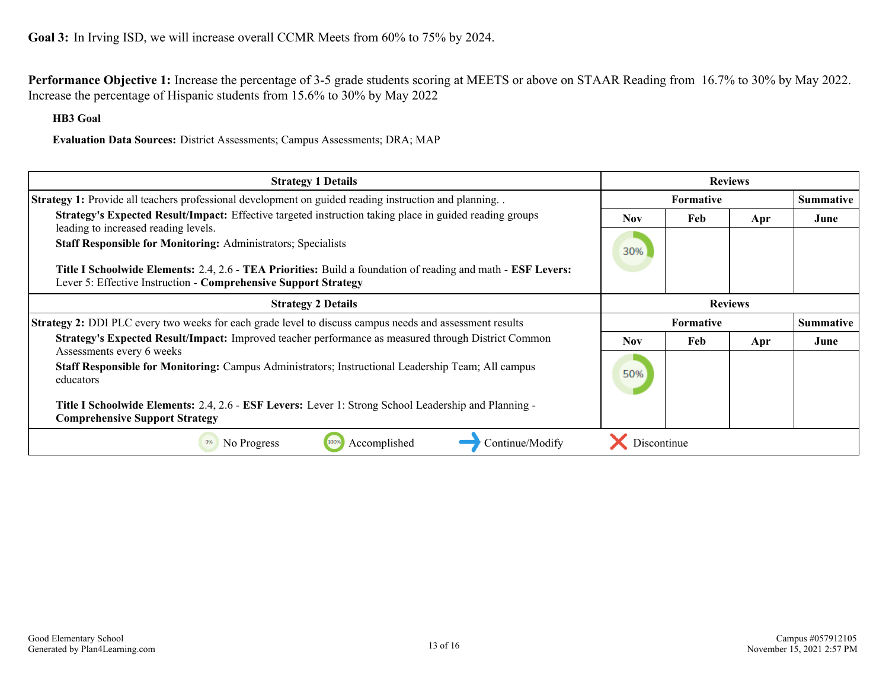**Goal 3:** In Irving ISD, we will increase overall CCMR Meets from 60% to 75% by 2024.

**Performance Objective 1:** Increase the percentage of 3-5 grade students scoring at MEETS or above on STAAR Reading from 16.7% to 30% by May 2022. Increase the percentage of Hispanic students from 15.6% to 30% by May 2022

**HB3 Goal**

**Evaluation Data Sources:** District Assessments; Campus Assessments; DRA; MAP

| Strategy 1 Details | Reviews | | | |
|---|---|---|---|---|
| | Formative | | | Summative |
| | Nov | Feb | Apr | June |
| **Strategy 1:** Provide all teachers professional development on guided reading instruction and planning. .<br>**Strategy's Expected Result/Impact:** Effective targeted instruction taking place in guided reading groups leading to increased reading levels.<br>**Staff Responsible for Monitoring:** Administrators; Specialists<br><br>**Title I Schoolwide Elements:** 2.4, 2.6 - **TEA Priorities:** Build a foundation of reading and math - **ESF Levers:** Lever 5: Effective Instruction - **Comprehensive Support Strategy** | 30% | | | |

| Strategy 2 Details | Reviews | | | |
|---|---|---|---|---|
| | Formative | | | Summative |
| | Nov | Feb | Apr | June |
| **Strategy 2:** DDI PLC every two weeks for each grade level to discuss campus needs and assessment results<br>**Strategy's Expected Result/Impact:** Improved teacher performance as measured through District Common Assessments every 6 weeks<br>**Staff Responsible for Monitoring:** Campus Administrators; Instructional Leadership Team; All campus educators<br><br>**Title I Schoolwide Elements:** 2.4, 2.6 - **ESF Levers:** Lever 1: Strong School Leadership and Planning - **Comprehensive Support Strategy** | 50% | | | |

0% No Progress | 100% Accomplished | → Continue/Modify | ✗ Discontinue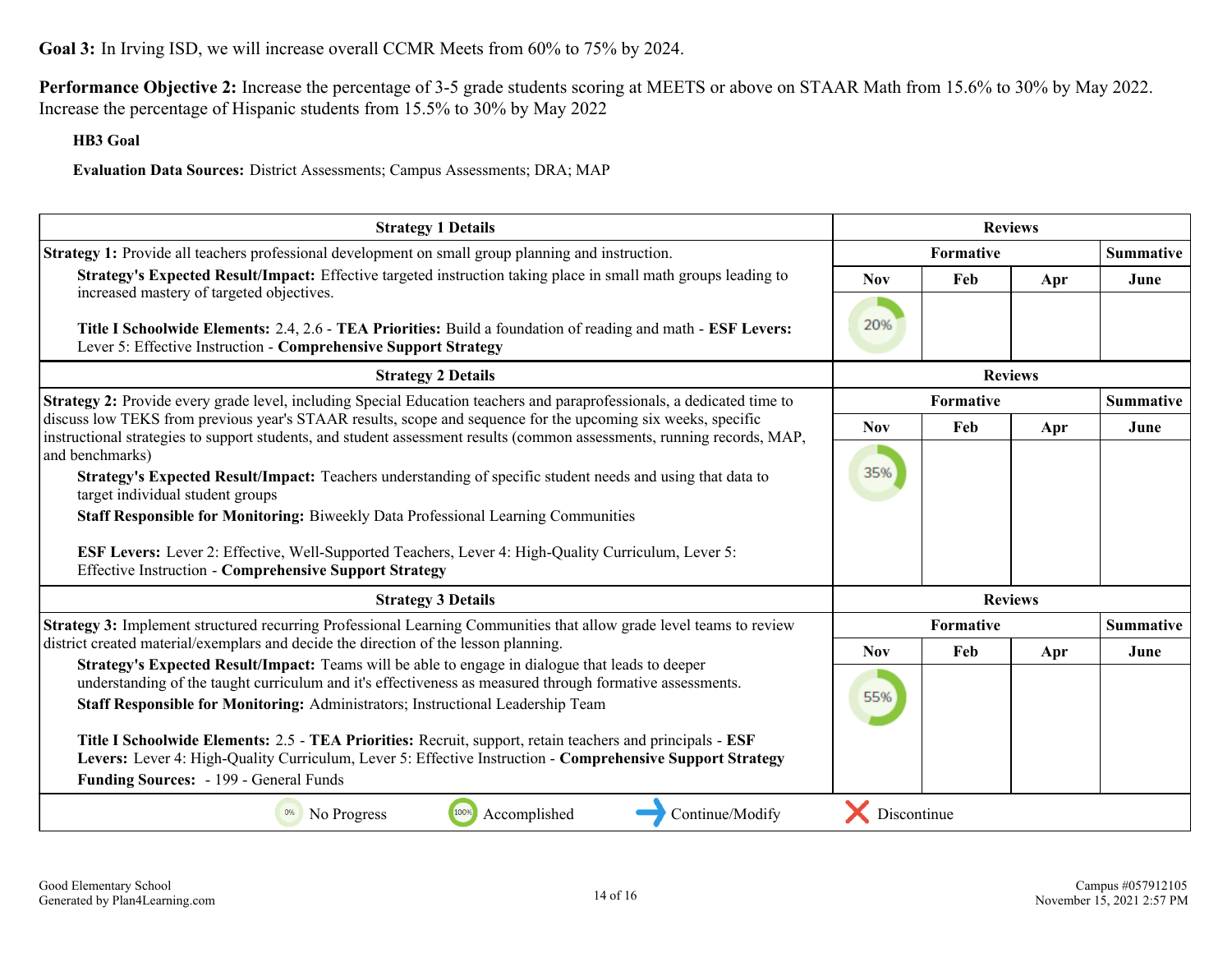**Goal 3:** In Irving ISD, we will increase overall CCMR Meets from 60% to 75% by 2024.

**Performance Objective 2:** Increase the percentage of 3-5 grade students scoring at MEETS or above on STAAR Math from 15.6% to 30% by May 2022. Increase the percentage of Hispanic students from 15.5% to 30% by May 2022

**HB3 Goal**

**Evaluation Data Sources:** District Assessments; Campus Assessments; DRA; MAP

| Strategy 1 Details | Reviews | | | |
|---|---|---|---|---|
| | Formative | | | Summative |
| | Nov | Feb | Apr | June |
| **Strategy 1:** Provide all teachers professional development on small group planning and instruction.<br>**Strategy's Expected Result/Impact:** Effective targeted instruction taking place in small math groups leading to increased mastery of targeted objectives.<br>**Title I Schoolwide Elements:** 2.4, 2.6 - **TEA Priorities:** Build a foundation of reading and math - **ESF Levers:** Lever 5: Effective Instruction - **Comprehensive Support Strategy** | 20% | | | |

| Strategy 2 Details | Reviews | | | |
|---|---|---|---|---|
| | Formative | | | Summative |
| | Nov | Feb | Apr | June |
| **Strategy 2:** Provide every grade level, including Special Education teachers and paraprofessionals, a dedicated time to discuss low TEKS from previous year's STAAR results, scope and sequence for the upcoming six weeks, specific instructional strategies to support students, and student assessment results (common assessments, running records, MAP, and benchmarks)<br>**Strategy's Expected Result/Impact:** Teachers understanding of specific student needs and using that data to target individual student groups<br>**Staff Responsible for Monitoring:** Biweekly Data Professional Learning Communities<br>**ESF Levers:** Lever 2: Effective, Well-Supported Teachers, Lever 4: High-Quality Curriculum, Lever 5: Effective Instruction - **Comprehensive Support Strategy** | 35% | | | |

| Strategy 3 Details | Reviews | | | |
|---|---|---|---|---|
| | Formative | | | Summative |
| | Nov | Feb | Apr | June |
| **Strategy 3:** Implement structured recurring Professional Learning Communities that allow grade level teams to review district created material/exemplars and decide the direction of the lesson planning.<br>**Strategy's Expected Result/Impact:** Teams will be able to engage in dialogue that leads to deeper understanding of the taught curriculum and it's effectiveness as measured through formative assessments.<br>**Staff Responsible for Monitoring:** Administrators; Instructional Leadership Team<br>**Title I Schoolwide Elements:** 2.5 - **TEA Priorities:** Recruit, support, retain teachers and principals - **ESF Levers:** Lever 4: High-Quality Curriculum, Lever 5: Effective Instruction - **Comprehensive Support Strategy**<br>**Funding Sources:** - 199 - General Funds | 55% | | | |

0% No Progress | 100% Accomplished | Continue/Modify | Discontinue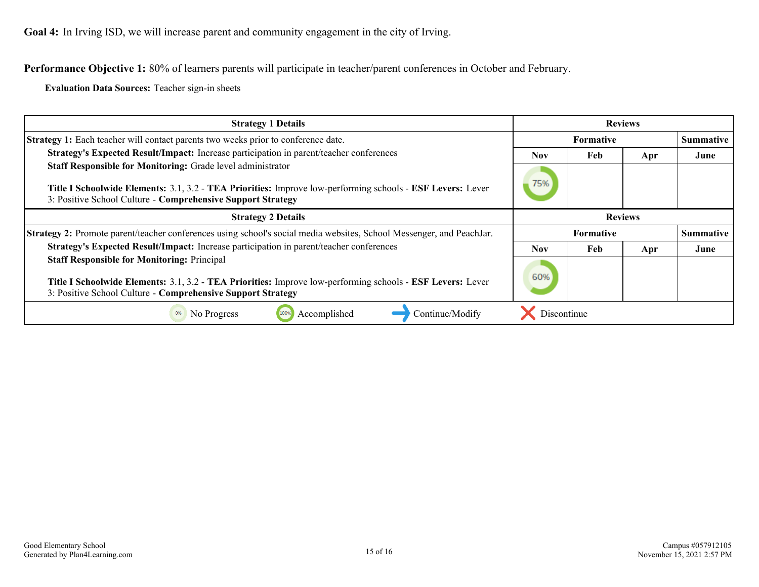**Goal 4:** In Irving ISD, we will increase parent and community engagement in the city of Irving.

**Performance Objective 1:** 80% of learners parents will participate in teacher/parent conferences in October and February.

**Evaluation Data Sources:** Teacher sign-in sheets

| Strategy 1 Details | Reviews | | | |
|---|---|---|---|---|
| | Formative | | | Summative |
| **Strategy 1:** Each teacher will contact parents two weeks prior to conference date. **Strategy's Expected Result/Impact:** Increase participation in parent/teacher conferences **Staff Responsible for Monitoring:** Grade level administrator **Title I Schoolwide Elements:** 3.1, 3.2 - **TEA Priorities:** Improve low-performing schools - **ESF Levers:** Lever 3: Positive School Culture - **Comprehensive Support Strategy** | Nov | Feb | Apr | June |
| | 75% | | | |

| Strategy 2 Details | Reviews | | | |
|---|---|---|---|---|
| | Formative | | | Summative |
| **Strategy 2:** Promote parent/teacher conferences using school's social media websites, School Messenger, and PeachJar. **Strategy's Expected Result/Impact:** Increase participation in parent/teacher conferences **Staff Responsible for Monitoring:** Principal **Title I Schoolwide Elements:** 3.1, 3.2 - **TEA Priorities:** Improve low-performing schools - **ESF Levers:** Lever 3: Positive School Culture - **Comprehensive Support Strategy** | Nov | Feb | Apr | June |
| | 60% | | | |

0% No Progress | 100% Accomplished | Continue/Modify | Discontinue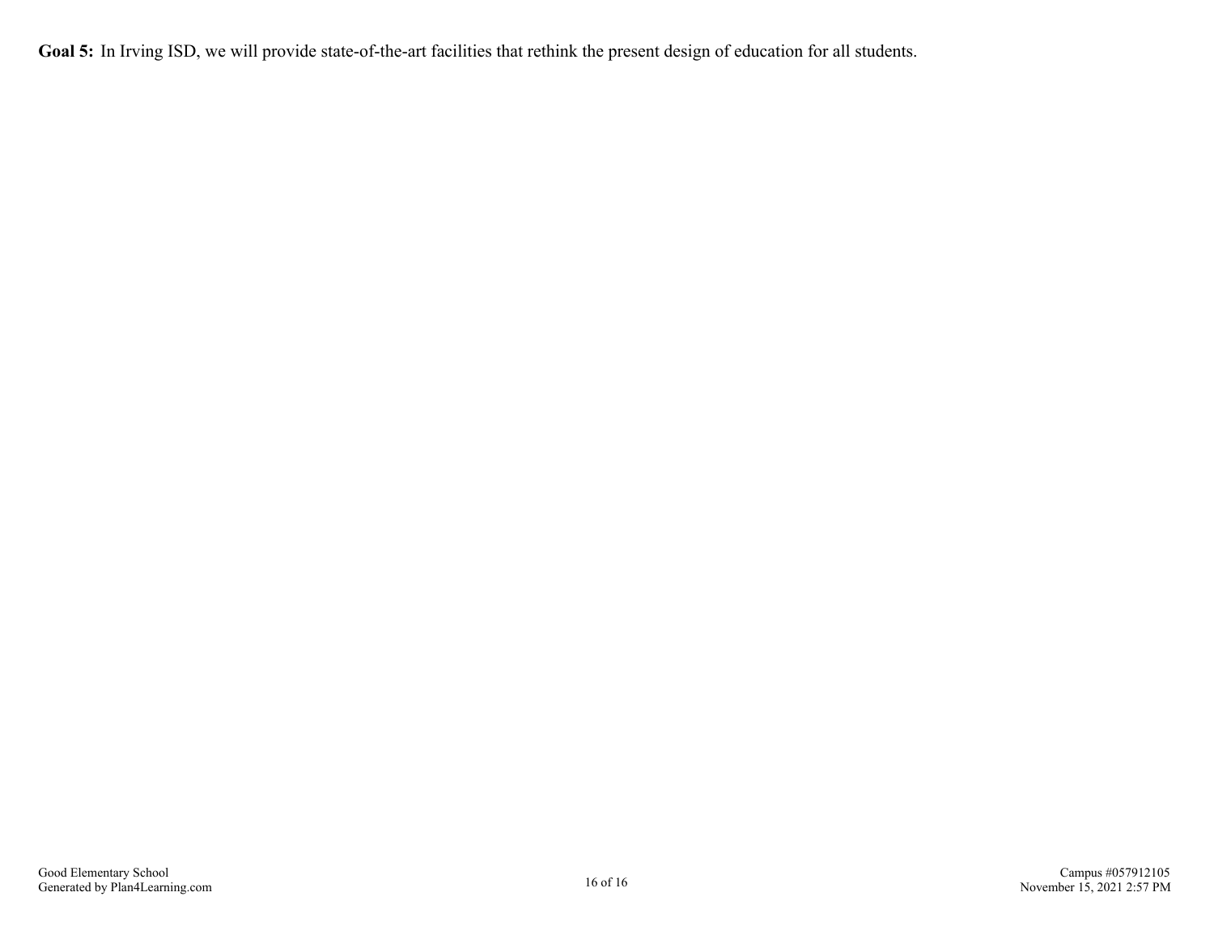**Goal 5:** In Irving ISD, we will provide state-of-the-art facilities that rethink the present design of education for all students.